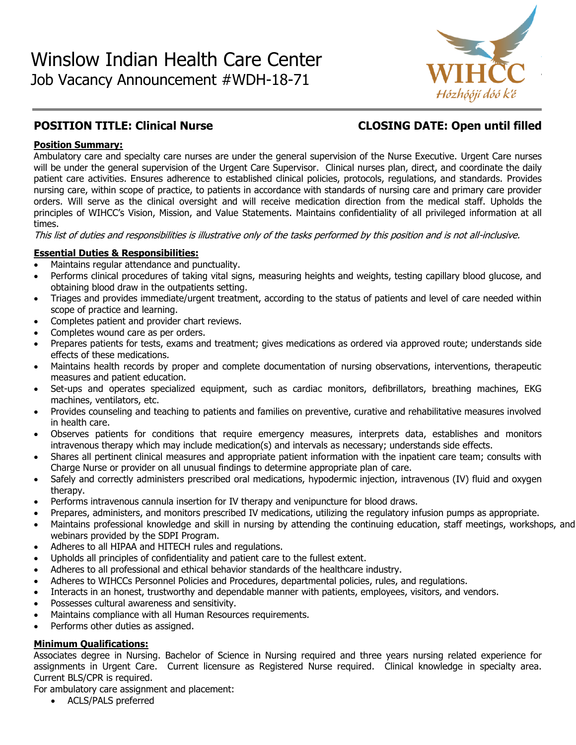# Winslow Indian Health Care Center

## Job Vacancy Announcement #WDH-18-71

WIHCC
*Hózhóójí dóó k'é*

**POSITION TITLE: Clinical Nurse** **CLOSING DATE: Open until filled**

**Position Summary:**

Ambulatory care and specialty care nurses are under the general supervision of the Nurse Executive. Urgent Care nurses will be under the general supervision of the Urgent Care Supervisor. Clinical nurses plan, direct, and coordinate the daily patient care activities. Ensures adherence to established clinical policies, protocols, regulations, and standards. Provides nursing care, within scope of practice, to patients in accordance with standards of nursing care and primary care provider orders. Will serve as the clinical oversight and will receive medication direction from the medical staff. Upholds the principles of WIHCC's Vision, Mission, and Value Statements. Maintains confidentiality of all privileged information at all times.

*This list of duties and responsibilities is illustrative only of the tasks performed by this position and is not all-inclusive.*

**Essential Duties & Responsibilities:**

- Maintains regular attendance and punctuality.
- Performs clinical procedures of taking vital signs, measuring heights and weights, testing capillary blood glucose, and obtaining blood draw in the outpatients setting.
- Triages and provides immediate/urgent treatment, according to the status of patients and level of care needed within scope of practice and learning.
- Completes patient and provider chart reviews.
- Completes wound care as per orders.
- Prepares patients for tests, exams and treatment; gives medications as ordered via approved route; understands side effects of these medications.
- Maintains health records by proper and complete documentation of nursing observations, interventions, therapeutic measures and patient education.
- Set-ups and operates specialized equipment, such as cardiac monitors, defibrillators, breathing machines, EKG machines, ventilators, etc.
- Provides counseling and teaching to patients and families on preventive, curative and rehabilitative measures involved in health care.
- Observes patients for conditions that require emergency measures, interprets data, establishes and monitors intravenous therapy which may include medication(s) and intervals as necessary; understands side effects.
- Shares all pertinent clinical measures and appropriate patient information with the inpatient care team; consults with Charge Nurse or provider on all unusual findings to determine appropriate plan of care.
- Safely and correctly administers prescribed oral medications, hypodermic injection, intravenous (IV) fluid and oxygen therapy.
- Performs intravenous cannula insertion for IV therapy and venipuncture for blood draws.
- Prepares, administers, and monitors prescribed IV medications, utilizing the regulatory infusion pumps as appropriate.
- Maintains professional knowledge and skill in nursing by attending the continuing education, staff meetings, workshops, and webinars provided by the SDPI Program.
- Adheres to all HIPAA and HITECH rules and regulations.
- Upholds all principles of confidentiality and patient care to the fullest extent.
- Adheres to all professional and ethical behavior standards of the healthcare industry.
- Adheres to WIHCCs Personnel Policies and Procedures, departmental policies, rules, and regulations.
- Interacts in an honest, trustworthy and dependable manner with patients, employees, visitors, and vendors.
- Possesses cultural awareness and sensitivity.
- Maintains compliance with all Human Resources requirements.
- Performs other duties as assigned.

**Minimum Qualifications:**

Associates degree in Nursing. Bachelor of Science in Nursing required and three years nursing related experience for assignments in Urgent Care. Current licensure as Registered Nurse required. Clinical knowledge in specialty area. Current BLS/CPR is required.

For ambulatory care assignment and placement:

- ACLS/PALS preferred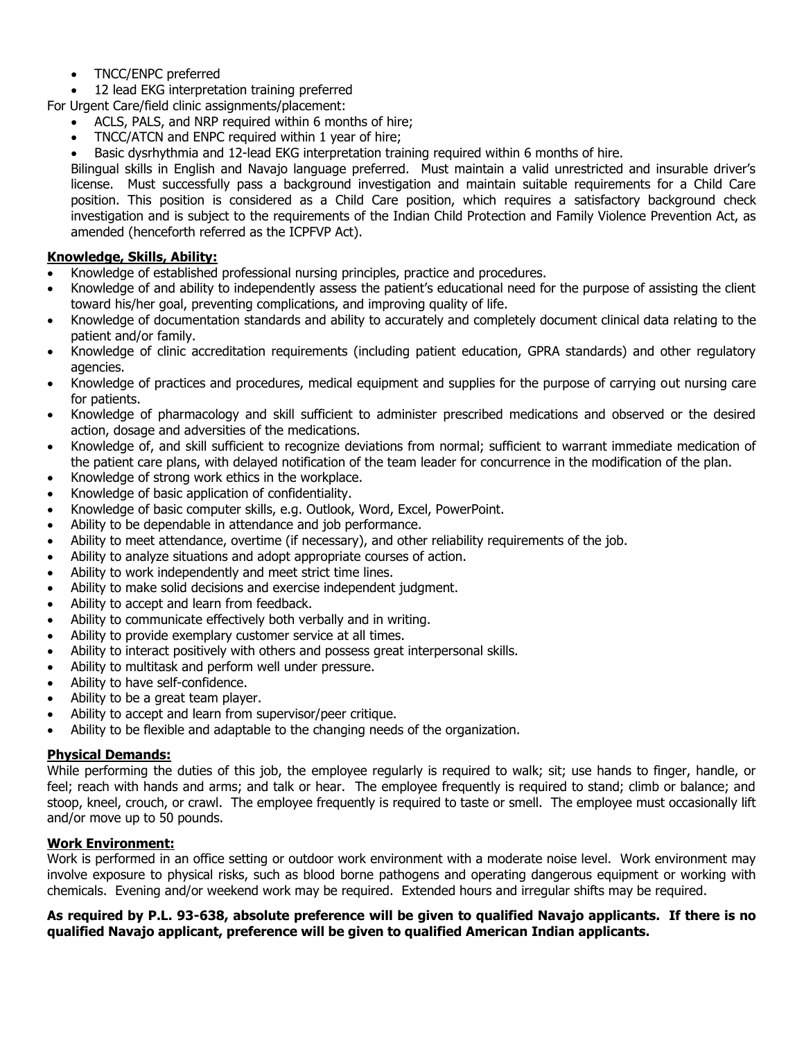- TNCC/ENPC preferred
- 12 lead EKG interpretation training preferred

For Urgent Care/field clinic assignments/placement:

- ACLS, PALS, and NRP required within 6 months of hire;
- TNCC/ATCN and ENPC required within 1 year of hire;
- Basic dysrhythmia and 12-lead EKG interpretation training required within 6 months of hire.

Bilingual skills in English and Navajo language preferred. Must maintain a valid unrestricted and insurable driver's license. Must successfully pass a background investigation and maintain suitable requirements for a Child Care position. This position is considered as a Child Care position, which requires a satisfactory background check investigation and is subject to the requirements of the Indian Child Protection and Family Violence Prevention Act, as amended (henceforth referred as the ICPFVP Act).

**Knowledge, Skills, Ability:**

- Knowledge of established professional nursing principles, practice and procedures.
- Knowledge of and ability to independently assess the patient's educational need for the purpose of assisting the client toward his/her goal, preventing complications, and improving quality of life.
- Knowledge of documentation standards and ability to accurately and completely document clinical data relating to the patient and/or family.
- Knowledge of clinic accreditation requirements (including patient education, GPRA standards) and other regulatory agencies.
- Knowledge of practices and procedures, medical equipment and supplies for the purpose of carrying out nursing care for patients.
- Knowledge of pharmacology and skill sufficient to administer prescribed medications and observed or the desired action, dosage and adversities of the medications.
- Knowledge of, and skill sufficient to recognize deviations from normal; sufficient to warrant immediate medication of the patient care plans, with delayed notification of the team leader for concurrence in the modification of the plan.
- Knowledge of strong work ethics in the workplace.
- Knowledge of basic application of confidentiality.
- Knowledge of basic computer skills, e.g. Outlook, Word, Excel, PowerPoint.
- Ability to be dependable in attendance and job performance.
- Ability to meet attendance, overtime (if necessary), and other reliability requirements of the job.
- Ability to analyze situations and adopt appropriate courses of action.
- Ability to work independently and meet strict time lines.
- Ability to make solid decisions and exercise independent judgment.
- Ability to accept and learn from feedback.
- Ability to communicate effectively both verbally and in writing.
- Ability to provide exemplary customer service at all times.
- Ability to interact positively with others and possess great interpersonal skills.
- Ability to multitask and perform well under pressure.
- Ability to have self-confidence.
- Ability to be a great team player.
- Ability to accept and learn from supervisor/peer critique.
- Ability to be flexible and adaptable to the changing needs of the organization.

**Physical Demands:**

While performing the duties of this job, the employee regularly is required to walk; sit; use hands to finger, handle, or feel; reach with hands and arms; and talk or hear. The employee frequently is required to stand; climb or balance; and stoop, kneel, crouch, or crawl. The employee frequently is required to taste or smell. The employee must occasionally lift and/or move up to 50 pounds.

**Work Environment:**

Work is performed in an office setting or outdoor work environment with a moderate noise level. Work environment may involve exposure to physical risks, such as blood borne pathogens and operating dangerous equipment or working with chemicals. Evening and/or weekend work may be required. Extended hours and irregular shifts may be required.

**As required by P.L. 93-638, absolute preference will be given to qualified Navajo applicants. If there is no qualified Navajo applicant, preference will be given to qualified American Indian applicants.**